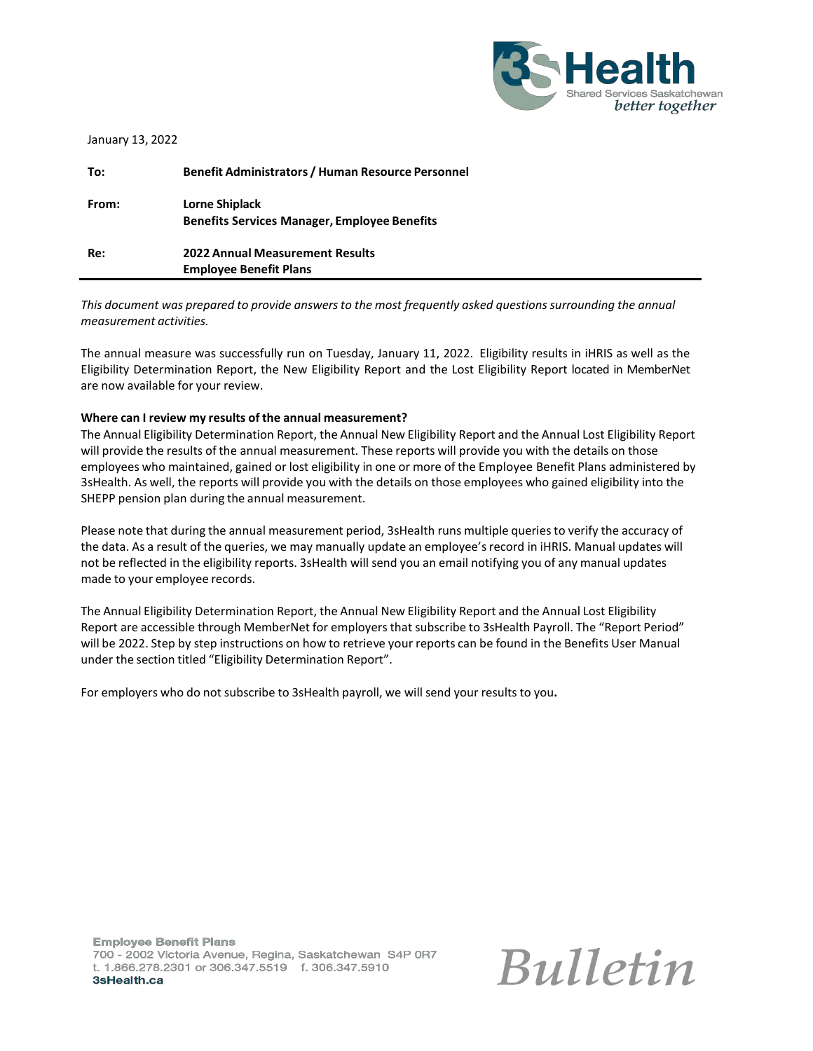January 13, 2022

|  |  |
|---|---|
| **To:** | **Benefit Administrators / Human Resource Personnel** |
| **From:** | **Lorne Shiplack**<br>**Benefits Services Manager, Employee Benefits** |
| **Re:** | **2022 Annual Measurement Results**<br>**Employee Benefit Plans** |

*This document was prepared to provide answers to the most frequently asked questions surrounding the annual measurement activities.*

The annual measure was successfully run on Tuesday, January 11, 2022. Eligibility results in iHRIS as well as the Eligibility Determination Report, the New Eligibility Report and the Lost Eligibility Report located in MemberNet are now available for your review.

**Where can I review my results of the annual measurement?**

The Annual Eligibility Determination Report, the Annual New Eligibility Report and the Annual Lost Eligibility Report will provide the results of the annual measurement. These reports will provide you with the details on those employees who maintained, gained or lost eligibility in one or more of the Employee Benefit Plans administered by 3sHealth. As well, the reports will provide you with the details on those employees who gained eligibility into the SHEPP pension plan during the annual measurement.

Please note that during the annual measurement period, 3sHealth runs multiple queries to verify the accuracy of the data. As a result of the queries, we may manually update an employee's record in iHRIS. Manual updates will not be reflected in the eligibility reports. 3sHealth will send you an email notifying you of any manual updates made to your employee records.

The Annual Eligibility Determination Report, the Annual New Eligibility Report and the Annual Lost Eligibility Report are accessible through MemberNet for employers that subscribe to 3sHealth Payroll. The "Report Period" will be 2022. Step by step instructions on how to retrieve your reports can be found in the Benefits User Manual under the section titled "Eligibility Determination Report".

For employers who do not subscribe to 3sHealth payroll, we will send your results to you.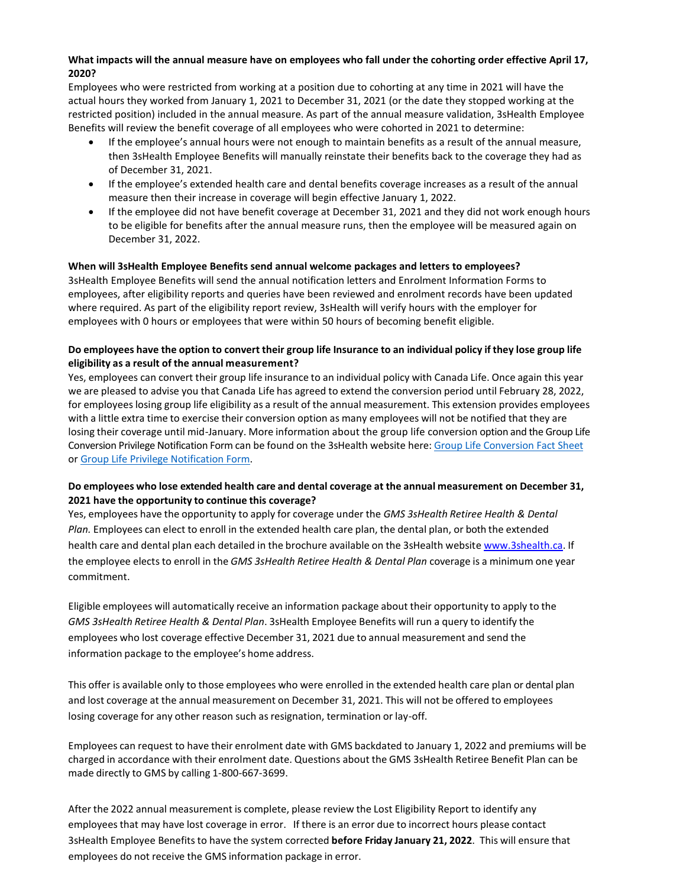**What impacts will the annual measure have on employees who fall under the cohorting order effective April 17, 2020?**

Employees who were restricted from working at a position due to cohorting at any time in 2021 will have the actual hours they worked from January 1, 2021 to December 31, 2021 (or the date they stopped working at the restricted position) included in the annual measure. As part of the annual measure validation, 3sHealth Employee Benefits will review the benefit coverage of all employees who were cohorted in 2021 to determine:

- If the employee's annual hours were not enough to maintain benefits as a result of the annual measure, then 3sHealth Employee Benefits will manually reinstate their benefits back to the coverage they had as of December 31, 2021.
- If the employee's extended health care and dental benefits coverage increases as a result of the annual measure then their increase in coverage will begin effective January 1, 2022.
- If the employee did not have benefit coverage at December 31, 2021 and they did not work enough hours to be eligible for benefits after the annual measure runs, then the employee will be measured again on December 31, 2022.

**When will 3sHealth Employee Benefits send annual welcome packages and letters to employees?**

3sHealth Employee Benefits will send the annual notification letters and Enrolment Information Forms to employees, after eligibility reports and queries have been reviewed and enrolment records have been updated where required. As part of the eligibility report review, 3sHealth will verify hours with the employer for employees with 0 hours or employees that were within 50 hours of becoming benefit eligible.

**Do employees have the option to convert their group life Insurance to an individual policy if they lose group life eligibility as a result of the annual measurement?**

Yes, employees can convert their group life insurance to an individual policy with Canada Life. Once again this year we are pleased to advise you that Canada Life has agreed to extend the conversion period until February 28, 2022, for employees losing group life eligibility as a result of the annual measurement. This extension provides employees with a little extra time to exercise their conversion option as many employees will not be notified that they are losing their coverage until mid-January. More information about the group life conversion option and the Group Life Conversion Privilege Notification Form can be found on the 3sHealth website here: Group Life Conversion Fact Sheet or Group Life Privilege Notification Form.

**Do employees who lose extended health care and dental coverage at the annual measurement on December 31, 2021 have the opportunity to continue this coverage?**

Yes, employees have the opportunity to apply for coverage under the *GMS 3sHealth Retiree Health & Dental Plan.* Employees can elect to enroll in the extended health care plan, the dental plan, or both the extended health care and dental plan each detailed in the brochure available on the 3sHealth website www.3shealth.ca. If the employee elects to enroll in the *GMS 3sHealth Retiree Health & Dental Plan* coverage is a minimum one year commitment.

Eligible employees will automatically receive an information package about their opportunity to apply to the *GMS 3sHealth Retiree Health & Dental Plan*. 3sHealth Employee Benefits will run a query to identify the employees who lost coverage effective December 31, 2021 due to annual measurement and send the information package to the employee's home address.

This offer is available only to those employees who were enrolled in the extended health care plan or dental plan and lost coverage at the annual measurement on December 31, 2021. This will not be offered to employees losing coverage for any other reason such as resignation, termination or lay-off.

Employees can request to have their enrolment date with GMS backdated to January 1, 2022 and premiums will be charged in accordance with their enrolment date. Questions about the GMS 3sHealth Retiree Benefit Plan can be made directly to GMS by calling 1-800-667-3699.

After the 2022 annual measurement is complete, please review the Lost Eligibility Report to identify any employees that may have lost coverage in error. If there is an error due to incorrect hours please contact 3sHealth Employee Benefits to have the system corrected **before Friday January 21, 2022**. This will ensure that employees do not receive the GMS information package in error.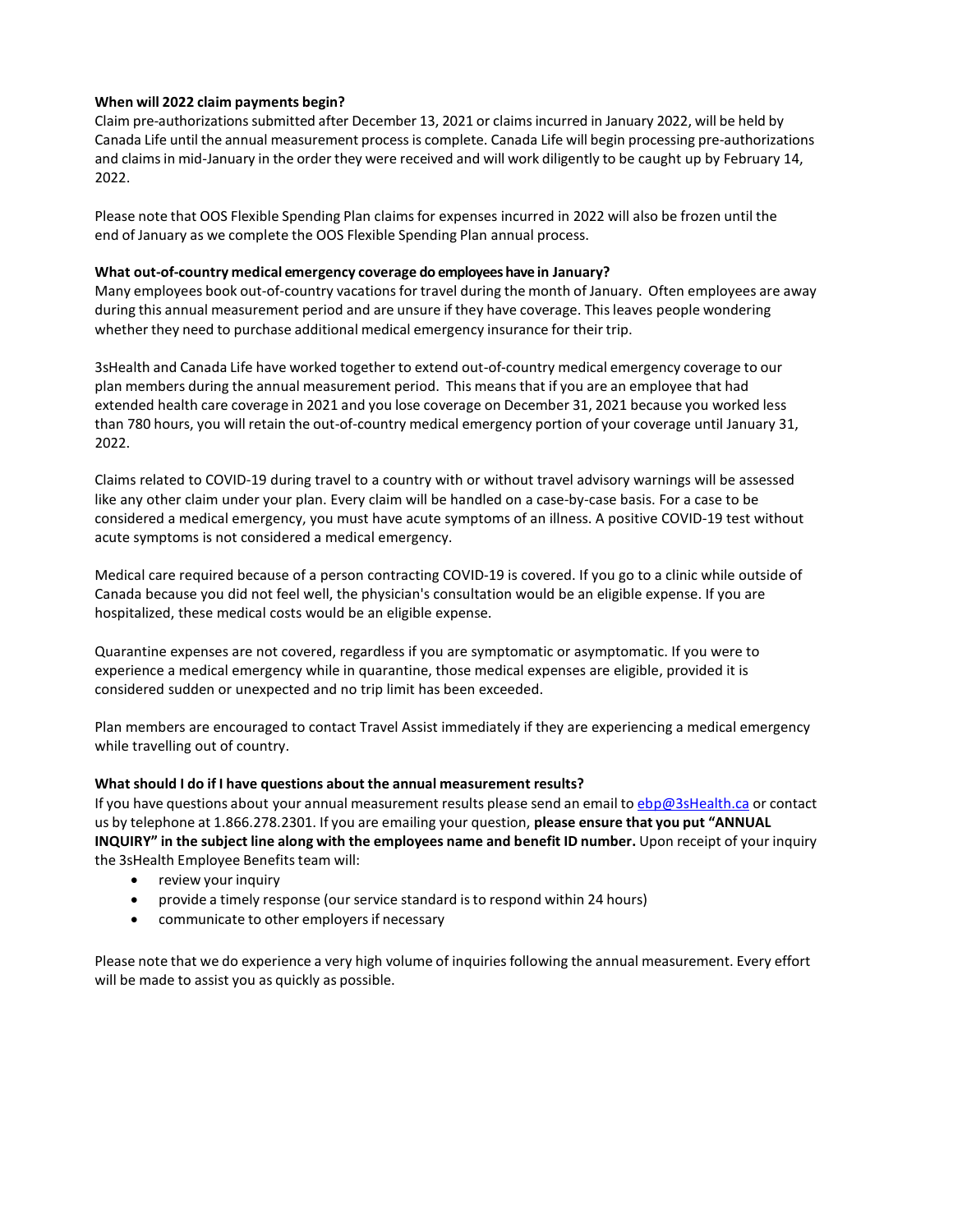**When will 2022 claim payments begin?**

Claim pre-authorizations submitted after December 13, 2021 or claims incurred in January 2022, will be held by Canada Life until the annual measurement process is complete. Canada Life will begin processing pre-authorizations and claims in mid-January in the order they were received and will work diligently to be caught up by February 14, 2022.

Please note that OOS Flexible Spending Plan claims for expenses incurred in 2022 will also be frozen until the end of January as we complete the OOS Flexible Spending Plan annual process.

**What out-of-country medical emergency coverage do employees have in January?**

Many employees book out-of-country vacations for travel during the month of January. Often employees are away during this annual measurement period and are unsure if they have coverage. This leaves people wondering whether they need to purchase additional medical emergency insurance for their trip.

3sHealth and Canada Life have worked together to extend out-of-country medical emergency coverage to our plan members during the annual measurement period. This means that if you are an employee that had extended health care coverage in 2021 and you lose coverage on December 31, 2021 because you worked less than 780 hours, you will retain the out-of-country medical emergency portion of your coverage until January 31, 2022.

Claims related to COVID-19 during travel to a country with or without travel advisory warnings will be assessed like any other claim under your plan. Every claim will be handled on a case-by-case basis. For a case to be considered a medical emergency, you must have acute symptoms of an illness. A positive COVID-19 test without acute symptoms is not considered a medical emergency.

Medical care required because of a person contracting COVID-19 is covered. If you go to a clinic while outside of Canada because you did not feel well, the physician's consultation would be an eligible expense. If you are hospitalized, these medical costs would be an eligible expense.

Quarantine expenses are not covered, regardless if you are symptomatic or asymptomatic. If you were to experience a medical emergency while in quarantine, those medical expenses are eligible, provided it is considered sudden or unexpected and no trip limit has been exceeded.

Plan members are encouraged to contact Travel Assist immediately if they are experiencing a medical emergency while travelling out of country.

**What should I do if I have questions about the annual measurement results?**

If you have questions about your annual measurement results please send an email to [ebp@3sHealth.ca](mailto:ebp@3sHealth.ca) or contact us by telephone at 1.866.278.2301. If you are emailing your question, **please ensure that you put "ANNUAL INQUIRY" in the subject line along with the employees name and benefit ID number.** Upon receipt of your inquiry the 3sHealth Employee Benefits team will:

- review your inquiry
- provide a timely response (our service standard is to respond within 24 hours)
- communicate to other employers if necessary

Please note that we do experience a very high volume of inquiries following the annual measurement. Every effort will be made to assist you as quickly as possible.